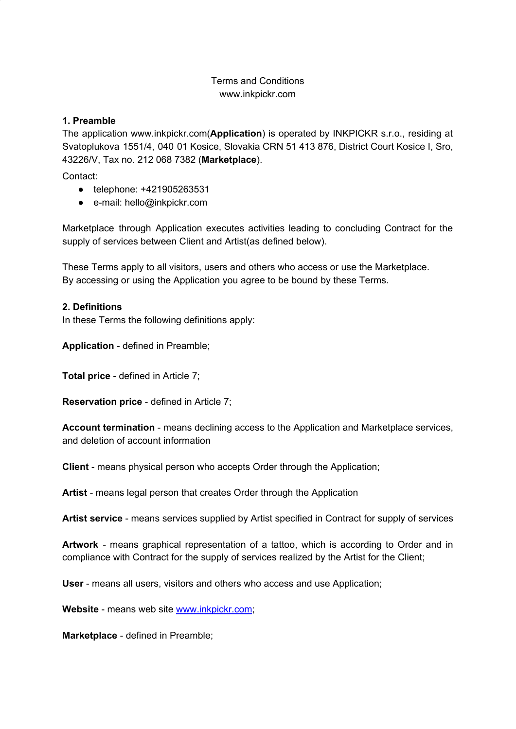Terms and Conditions
www.inkpickr.com

## 1. Preamble

The application www.inkpickr.com(**Application**) is operated by INKPICKR s.r.o., residing at Svatoplukova 1551/4, 040 01 Kosice, Slovakia CRN 51 413 876, District Court Kosice I, Sro, 43226/V, Tax no. 212 068 7382 (**Marketplace**).

Contact:

- telephone: +421905263531
- e-mail: hello@inkpickr.com

Marketplace through Application executes activities leading to concluding Contract for the supply of services between Client and Artist(as defined below).

These Terms apply to all visitors, users and others who access or use the Marketplace.
By accessing or using the Application you agree to be bound by these Terms.

## 2. Definitions

In these Terms the following definitions apply:

**Application** - defined in Preamble;

**Total price** - defined in Article 7;

**Reservation price** - defined in Article 7;

**Account termination** - means declining access to the Application and Marketplace services, and deletion of account information

**Client** - means physical person who accepts Order through the Application;

**Artist** - means legal person that creates Order through the Application

**Artist service** - means services supplied by Artist specified in Contract for supply of services

**Artwork** - means graphical representation of a tattoo, which is according to Order and in compliance with Contract for the supply of services realized by the Artist for the Client;

**User** - means all users, visitors and others who access and use Application;

**Website** - means web site [www.inkpickr.com](www.inkpickr.com);

**Marketplace** - defined in Preamble;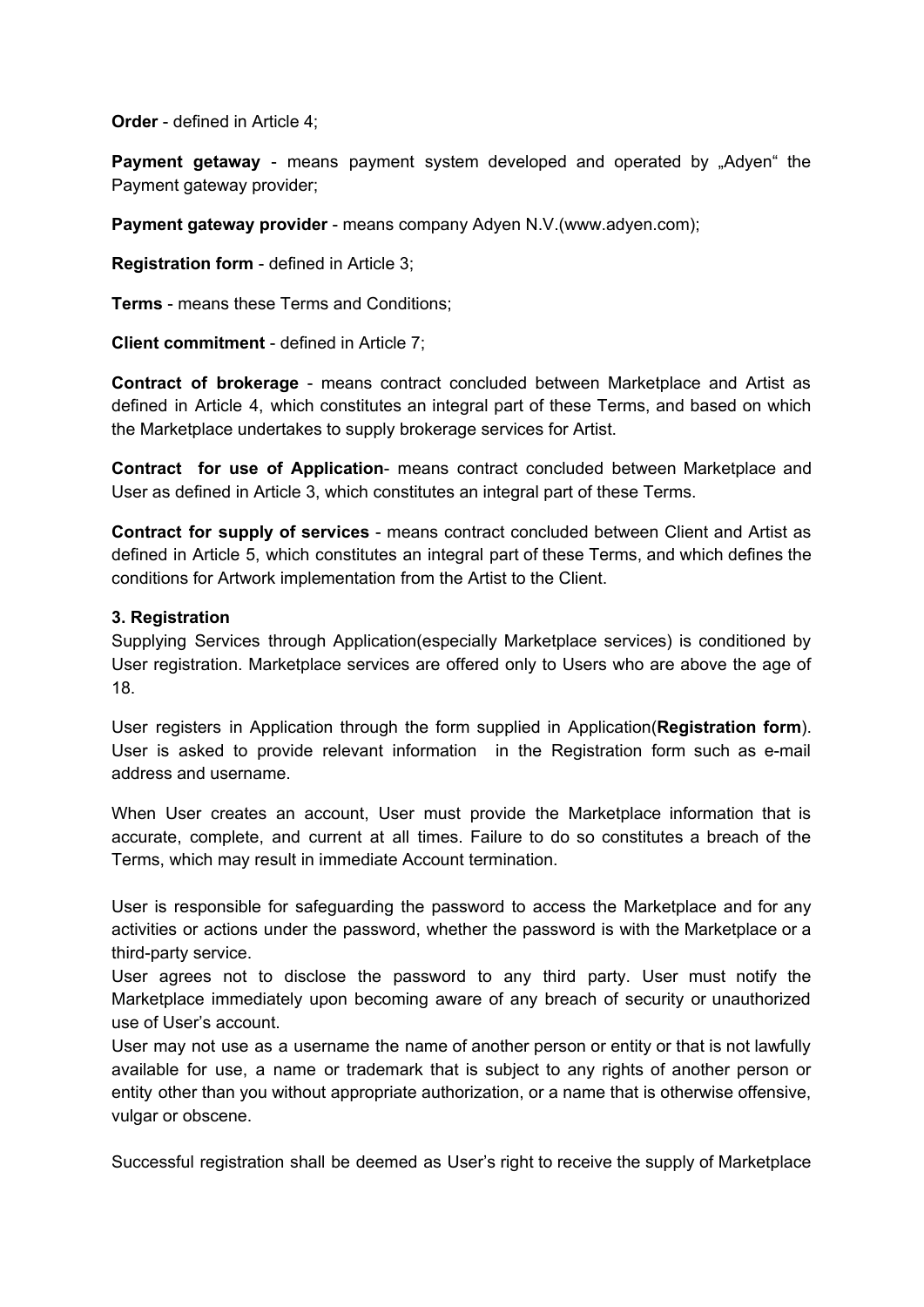**Order** - defined in Article 4;

**Payment getaway** - means payment system developed and operated by „Adyen" the Payment gateway provider;

**Payment gateway provider** - means company Adyen N.V.(www.adyen.com);

**Registration form** - defined in Article 3;

**Terms** - means these Terms and Conditions;

**Client commitment** - defined in Article 7;

**Contract of brokerage** - means contract concluded between Marketplace and Artist as defined in Article 4, which constitutes an integral part of these Terms, and based on which the Marketplace undertakes to supply brokerage services for Artist.

**Contract for use of Application**- means contract concluded between Marketplace and User as defined in Article 3, which constitutes an integral part of these Terms.

**Contract for supply of services** - means contract concluded between Client and Artist as defined in Article 5, which constitutes an integral part of these Terms, and which defines the conditions for Artwork implementation from the Artist to the Client.

### 3. Registration

Supplying Services through Application(especially Marketplace services) is conditioned by User registration. Marketplace services are offered only to Users who are above the age of 18.

User registers in Application through the form supplied in Application(**Registration form**). User is asked to provide relevant information in the Registration form such as e-mail address and username.

When User creates an account, User must provide the Marketplace information that is accurate, complete, and current at all times. Failure to do so constitutes a breach of the Terms, which may result in immediate Account termination.

User is responsible for safeguarding the password to access the Marketplace and for any activities or actions under the password, whether the password is with the Marketplace or a third-party service.
User agrees not to disclose the password to any third party. User must notify the Marketplace immediately upon becoming aware of any breach of security or unauthorized use of User's account.
User may not use as a username the name of another person or entity or that is not lawfully available for use, a name or trademark that is subject to any rights of another person or entity other than you without appropriate authorization, or a name that is otherwise offensive, vulgar or obscene.

Successful registration shall be deemed as User's right to receive the supply of Marketplace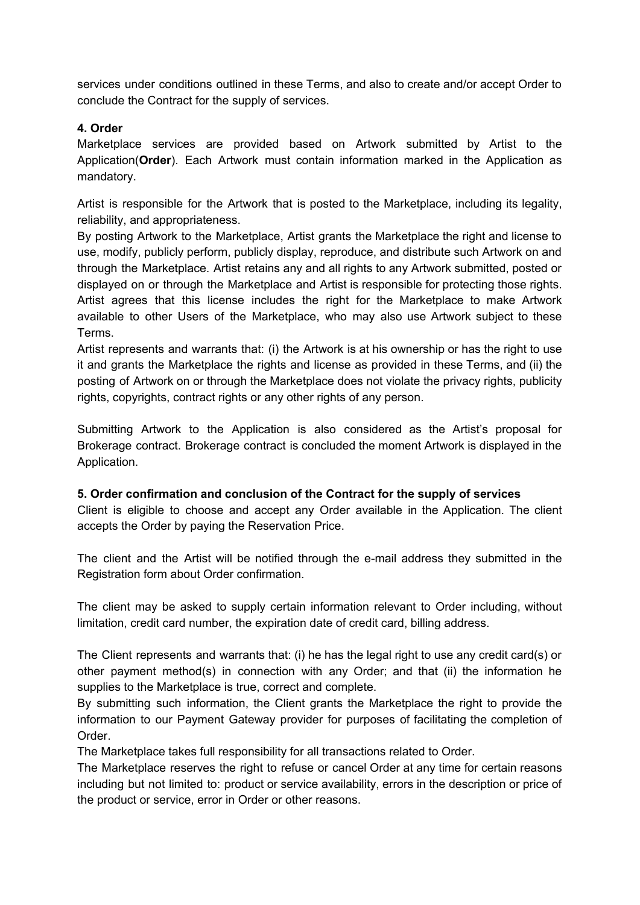services under conditions outlined in these Terms, and also to create and/or accept Order to conclude the Contract for the supply of services.

**4. Order**

Marketplace services are provided based on Artwork submitted by Artist to the Application(**Order**). Each Artwork must contain information marked in the Application as mandatory.

Artist is responsible for the Artwork that is posted to the Marketplace, including its legality, reliability, and appropriateness.
By posting Artwork to the Marketplace, Artist grants the Marketplace the right and license to use, modify, publicly perform, publicly display, reproduce, and distribute such Artwork on and through the Marketplace. Artist retains any and all rights to any Artwork submitted, posted or displayed on or through the Marketplace and Artist is responsible for protecting those rights. Artist agrees that this license includes the right for the Marketplace to make Artwork available to other Users of the Marketplace, who may also use Artwork subject to these Terms.
Artist represents and warrants that: (i) the Artwork is at his ownership or has the right to use it and grants the Marketplace the rights and license as provided in these Terms, and (ii) the posting of Artwork on or through the Marketplace does not violate the privacy rights, publicity rights, copyrights, contract rights or any other rights of any person.

Submitting Artwork to the Application is also considered as the Artist's proposal for Brokerage contract. Brokerage contract is concluded the moment Artwork is displayed in the Application.

**5. Order confirmation and conclusion of the Contract for the supply of services**

Client is eligible to choose and accept any Order available in the Application. The client accepts the Order by paying the Reservation Price.

The client and the Artist will be notified through the e-mail address they submitted in the Registration form about Order confirmation.

The client may be asked to supply certain information relevant to Order including, without limitation, credit card number, the expiration date of credit card, billing address.

The Client represents and warrants that: (i) he has the legal right to use any credit card(s) or other payment method(s) in connection with any Order; and that (ii) the information he supplies to the Marketplace is true, correct and complete.
By submitting such information, the Client grants the Marketplace the right to provide the information to our Payment Gateway provider for purposes of facilitating the completion of Order.
The Marketplace takes full responsibility for all transactions related to Order.
The Marketplace reserves the right to refuse or cancel Order at any time for certain reasons including but not limited to: product or service availability, errors in the description or price of the product or service, error in Order or other reasons.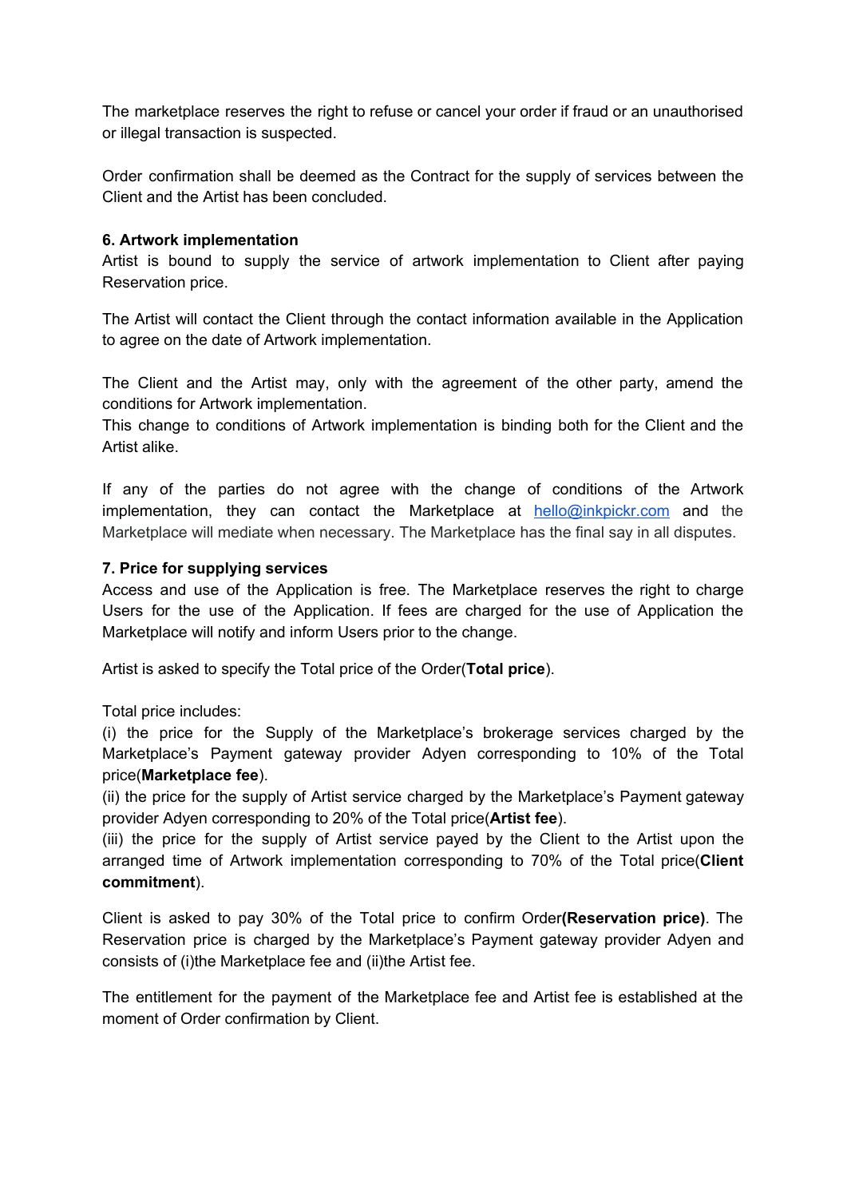The marketplace reserves the right to refuse or cancel your order if fraud or an unauthorised or illegal transaction is suspected.

Order confirmation shall be deemed as the Contract for the supply of services between the Client and the Artist has been concluded.

**6. Artwork implementation**

Artist is bound to supply the service of artwork implementation to Client after paying Reservation price.

The Artist will contact the Client through the contact information available in the Application to agree on the date of Artwork implementation.

The Client and the Artist may, only with the agreement of the other party, amend the conditions for Artwork implementation.
This change to conditions of Artwork implementation is binding both for the Client and the Artist alike.

If any of the parties do not agree with the change of conditions of the Artwork implementation, they can contact the Marketplace at hello@inkpickr.com and the Marketplace will mediate when necessary. The Marketplace has the final say in all disputes.

**7. Price for supplying services**

Access and use of the Application is free. The Marketplace reserves the right to charge Users for the use of the Application. If fees are charged for the use of Application the Marketplace will notify and inform Users prior to the change.

Artist is asked to specify the Total price of the Order(**Total price**).

Total price includes:
(i) the price for the Supply of the Marketplace's brokerage services charged by the Marketplace's Payment gateway provider Adyen corresponding to 10% of the Total price(**Marketplace fee**).
(ii) the price for the supply of Artist service charged by the Marketplace's Payment gateway provider Adyen corresponding to 20% of the Total price(**Artist fee**).
(iii) the price for the supply of Artist service payed by the Client to the Artist upon the arranged time of Artwork implementation corresponding to 70% of the Total price(**Client commitment**).

Client is asked to pay 30% of the Total price to confirm Order**(Reservation price)**. The Reservation price is charged by the Marketplace's Payment gateway provider Adyen and consists of (i)the Marketplace fee and (ii)the Artist fee.

The entitlement for the payment of the Marketplace fee and Artist fee is established at the moment of Order confirmation by Client.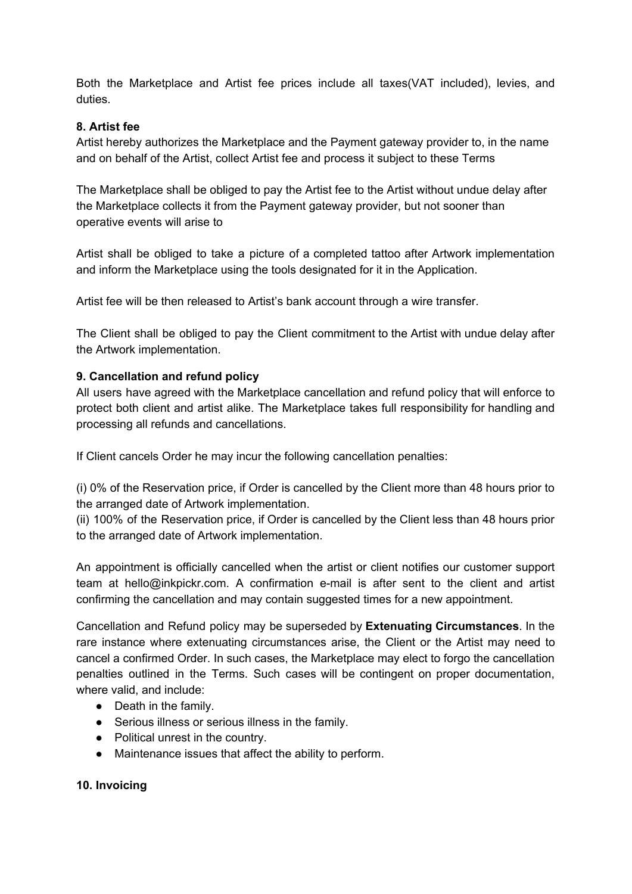Both the Marketplace and Artist fee prices include all taxes(VAT included), levies, and duties.

**8. Artist fee**

Artist hereby authorizes the Marketplace and the Payment gateway provider to, in the name and on behalf of the Artist, collect Artist fee and process it subject to these Terms

The Marketplace shall be obliged to pay the Artist fee to the Artist without undue delay after the Marketplace collects it from the Payment gateway provider, but not sooner than operative events will arise to

Artist shall be obliged to take a picture of a completed tattoo after Artwork implementation and inform the Marketplace using the tools designated for it in the Application.

Artist fee will be then released to Artist's bank account through a wire transfer.

The Client shall be obliged to pay the Client commitment to the Artist with undue delay after the Artwork implementation.

**9. Cancellation and refund policy**

All users have agreed with the Marketplace cancellation and refund policy that will enforce to protect both client and artist alike. The Marketplace takes full responsibility for handling and processing all refunds and cancellations.

If Client cancels Order he may incur the following cancellation penalties:

(i) 0% of the Reservation price, if Order is cancelled by the Client more than 48 hours prior to the arranged date of Artwork implementation.
(ii) 100% of the Reservation price, if Order is cancelled by the Client less than 48 hours prior to the arranged date of Artwork implementation.

An appointment is officially cancelled when the artist or client notifies our customer support team at hello@inkpickr.com. A confirmation e-mail is after sent to the client and artist confirming the cancellation and may contain suggested times for a new appointment.

Cancellation and Refund policy may be superseded by **Extenuating Circumstances**. In the rare instance where extenuating circumstances arise, the Client or the Artist may need to cancel a confirmed Order. In such cases, the Marketplace may elect to forgo the cancellation penalties outlined in the Terms. Such cases will be contingent on proper documentation, where valid, and include:

- Death in the family.
- Serious illness or serious illness in the family.
- Political unrest in the country.
- Maintenance issues that affect the ability to perform.

**10. Invoicing**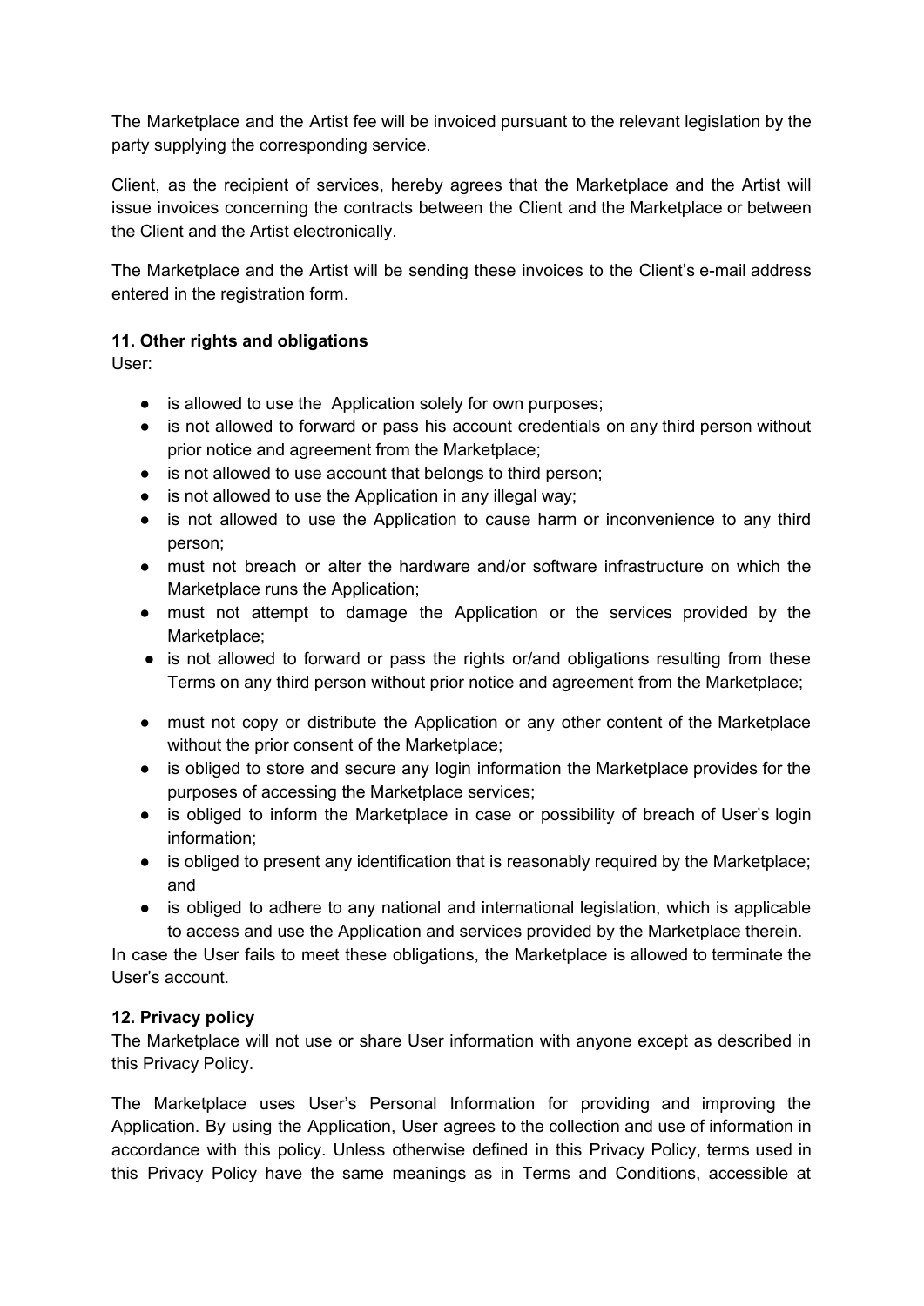The Marketplace and the Artist fee will be invoiced pursuant to the relevant legislation by the party supplying the corresponding service.

Client, as the recipient of services, hereby agrees that the Marketplace and the Artist will issue invoices concerning the contracts between the Client and the Marketplace or between the Client and the Artist electronically.

The Marketplace and the Artist will be sending these invoices to the Client's e-mail address entered in the registration form.

**11. Other rights and obligations**

User:

- is allowed to use the Application solely for own purposes;
- is not allowed to forward or pass his account credentials on any third person without prior notice and agreement from the Marketplace;
- is not allowed to use account that belongs to third person;
- is not allowed to use the Application in any illegal way;
- is not allowed to use the Application to cause harm or inconvenience to any third person;
- must not breach or alter the hardware and/or software infrastructure on which the Marketplace runs the Application;
- must not attempt to damage the Application or the services provided by the Marketplace;
- is not allowed to forward or pass the rights or/and obligations resulting from these Terms on any third person without prior notice and agreement from the Marketplace;
- must not copy or distribute the Application or any other content of the Marketplace without the prior consent of the Marketplace;
- is obliged to store and secure any login information the Marketplace provides for the purposes of accessing the Marketplace services;
- is obliged to inform the Marketplace in case or possibility of breach of User's login information;
- is obliged to present any identification that is reasonably required by the Marketplace; and
- is obliged to adhere to any national and international legislation, which is applicable to access and use the Application and services provided by the Marketplace therein.

In case the User fails to meet these obligations, the Marketplace is allowed to terminate the User's account.

**12. Privacy policy**

The Marketplace will not use or share User information with anyone except as described in this Privacy Policy.

The Marketplace uses User's Personal Information for providing and improving the Application. By using the Application, User agrees to the collection and use of information in accordance with this policy. Unless otherwise defined in this Privacy Policy, terms used in this Privacy Policy have the same meanings as in Terms and Conditions, accessible at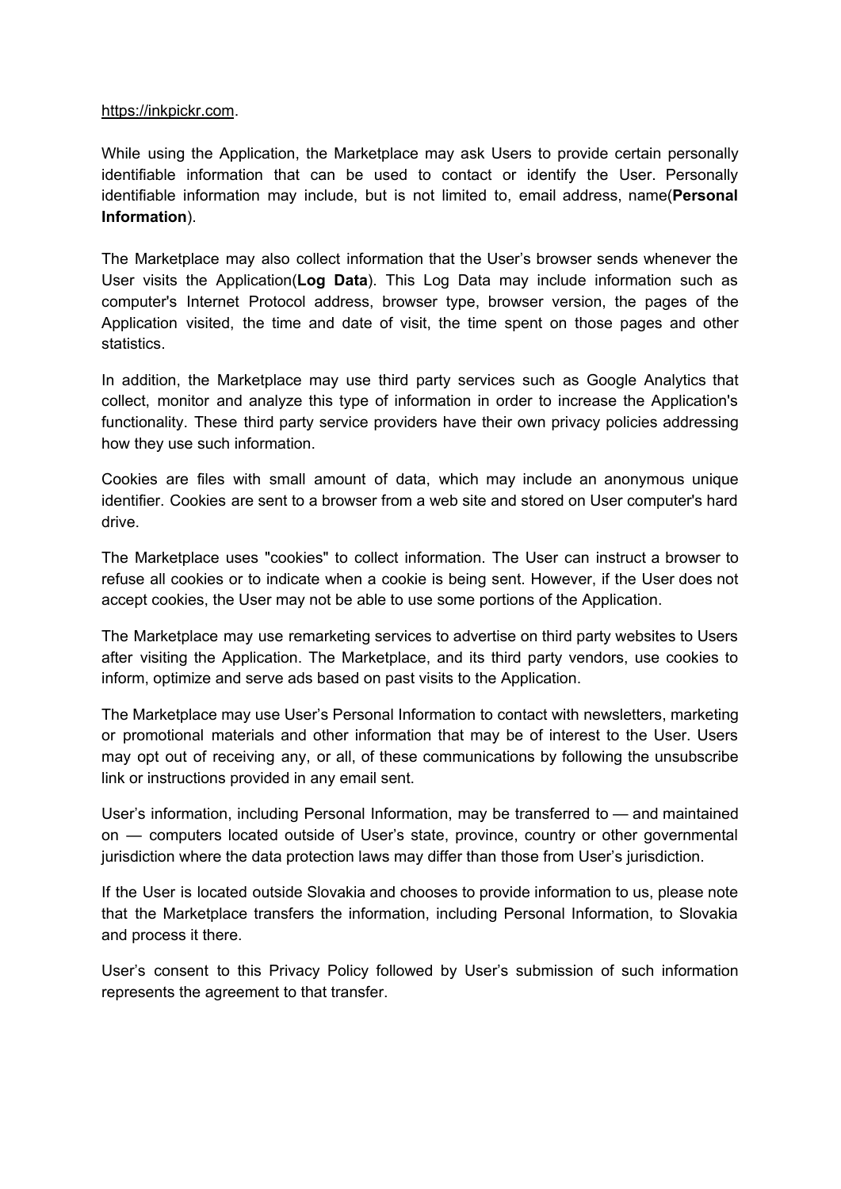https://inkpickr.com.

While using the Application, the Marketplace may ask Users to provide certain personally identifiable information that can be used to contact or identify the User. Personally identifiable information may include, but is not limited to, email address, name(**Personal Information**).

The Marketplace may also collect information that the User's browser sends whenever the User visits the Application(**Log Data**). This Log Data may include information such as computer's Internet Protocol address, browser type, browser version, the pages of the Application visited, the time and date of visit, the time spent on those pages and other statistics.

In addition, the Marketplace may use third party services such as Google Analytics that collect, monitor and analyze this type of information in order to increase the Application's functionality. These third party service providers have their own privacy policies addressing how they use such information.

Cookies are files with small amount of data, which may include an anonymous unique identifier. Cookies are sent to a browser from a web site and stored on User computer's hard drive.

The Marketplace uses "cookies" to collect information. The User can instruct a browser to refuse all cookies or to indicate when a cookie is being sent. However, if the User does not accept cookies, the User may not be able to use some portions of the Application.

The Marketplace may use remarketing services to advertise on third party websites to Users after visiting the Application. The Marketplace, and its third party vendors, use cookies to inform, optimize and serve ads based on past visits to the Application.

The Marketplace may use User's Personal Information to contact with newsletters, marketing or promotional materials and other information that may be of interest to the User. Users may opt out of receiving any, or all, of these communications by following the unsubscribe link or instructions provided in any email sent.

User's information, including Personal Information, may be transferred to — and maintained on — computers located outside of User's state, province, country or other governmental jurisdiction where the data protection laws may differ than those from User's jurisdiction.

If the User is located outside Slovakia and chooses to provide information to us, please note that the Marketplace transfers the information, including Personal Information, to Slovakia and process it there.

User's consent to this Privacy Policy followed by User's submission of such information represents the agreement to that transfer.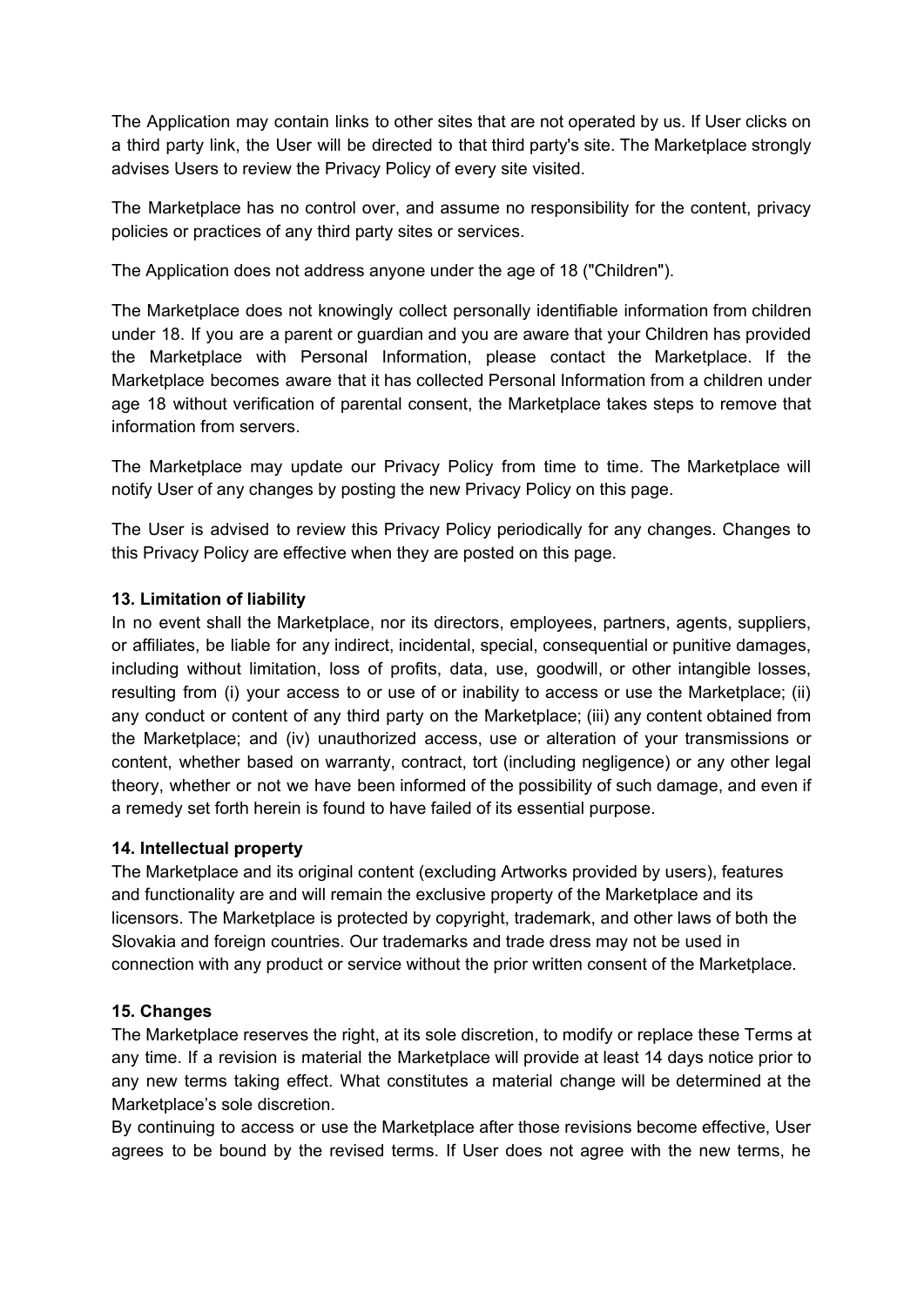The Application may contain links to other sites that are not operated by us. If User clicks on a third party link, the User will be directed to that third party's site. The Marketplace strongly advises Users to review the Privacy Policy of every site visited.

The Marketplace has no control over, and assume no responsibility for the content, privacy policies or practices of any third party sites or services.

The Application does not address anyone under the age of 18 ("Children").

The Marketplace does not knowingly collect personally identifiable information from children under 18. If you are a parent or guardian and you are aware that your Children has provided the Marketplace with Personal Information, please contact the Marketplace. If the Marketplace becomes aware that it has collected Personal Information from a children under age 18 without verification of parental consent, the Marketplace takes steps to remove that information from servers.

The Marketplace may update our Privacy Policy from time to time. The Marketplace will notify User of any changes by posting the new Privacy Policy on this page.

The User is advised to review this Privacy Policy periodically for any changes. Changes to this Privacy Policy are effective when they are posted on this page.

**13. Limitation of liability**

In no event shall the Marketplace, nor its directors, employees, partners, agents, suppliers, or affiliates, be liable for any indirect, incidental, special, consequential or punitive damages, including without limitation, loss of profits, data, use, goodwill, or other intangible losses, resulting from (i) your access to or use of or inability to access or use the Marketplace; (ii) any conduct or content of any third party on the Marketplace; (iii) any content obtained from the Marketplace; and (iv) unauthorized access, use or alteration of your transmissions or content, whether based on warranty, contract, tort (including negligence) or any other legal theory, whether or not we have been informed of the possibility of such damage, and even if a remedy set forth herein is found to have failed of its essential purpose.

**14. Intellectual property**

The Marketplace and its original content (excluding Artworks provided by users), features and functionality are and will remain the exclusive property of the Marketplace and its licensors. The Marketplace is protected by copyright, trademark, and other laws of both the Slovakia and foreign countries. Our trademarks and trade dress may not be used in connection with any product or service without the prior written consent of the Marketplace.

**15. Changes**

The Marketplace reserves the right, at its sole discretion, to modify or replace these Terms at any time. If a revision is material the Marketplace will provide at least 14 days notice prior to any new terms taking effect. What constitutes a material change will be determined at the Marketplace's sole discretion.

By continuing to access or use the Marketplace after those revisions become effective, User agrees to be bound by the revised terms. If User does not agree with the new terms, he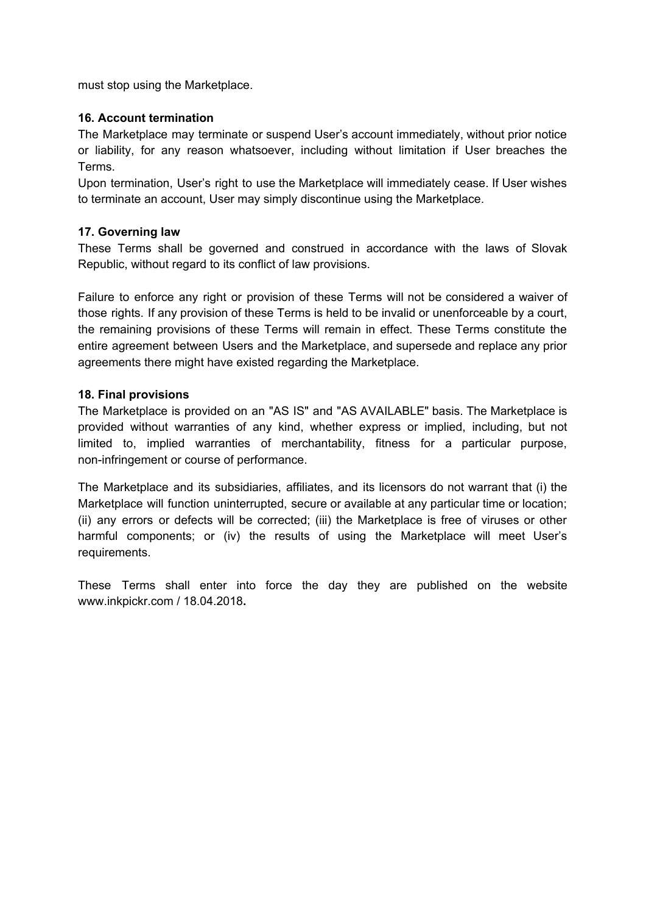must stop using the Marketplace.

**16. Account termination**

The Marketplace may terminate or suspend User's account immediately, without prior notice or liability, for any reason whatsoever, including without limitation if User breaches the Terms.

Upon termination, User's right to use the Marketplace will immediately cease. If User wishes to terminate an account, User may simply discontinue using the Marketplace.

**17. Governing law**

These Terms shall be governed and construed in accordance with the laws of Slovak Republic, without regard to its conflict of law provisions.

Failure to enforce any right or provision of these Terms will not be considered a waiver of those rights. If any provision of these Terms is held to be invalid or unenforceable by a court, the remaining provisions of these Terms will remain in effect. These Terms constitute the entire agreement between Users and the Marketplace, and supersede and replace any prior agreements there might have existed regarding the Marketplace.

**18. Final provisions**

The Marketplace is provided on an "AS IS" and "AS AVAILABLE" basis. The Marketplace is provided without warranties of any kind, whether express or implied, including, but not limited to, implied warranties of merchantability, fitness for a particular purpose, non-infringement or course of performance.

The Marketplace and its subsidiaries, affiliates, and its licensors do not warrant that (i) the Marketplace will function uninterrupted, secure or available at any particular time or location; (ii) any errors or defects will be corrected; (iii) the Marketplace is free of viruses or other harmful components; or (iv) the results of using the Marketplace will meet User's requirements.

These Terms shall enter into force the day they are published on the website www.inkpickr.com / 18.04.2018**.**